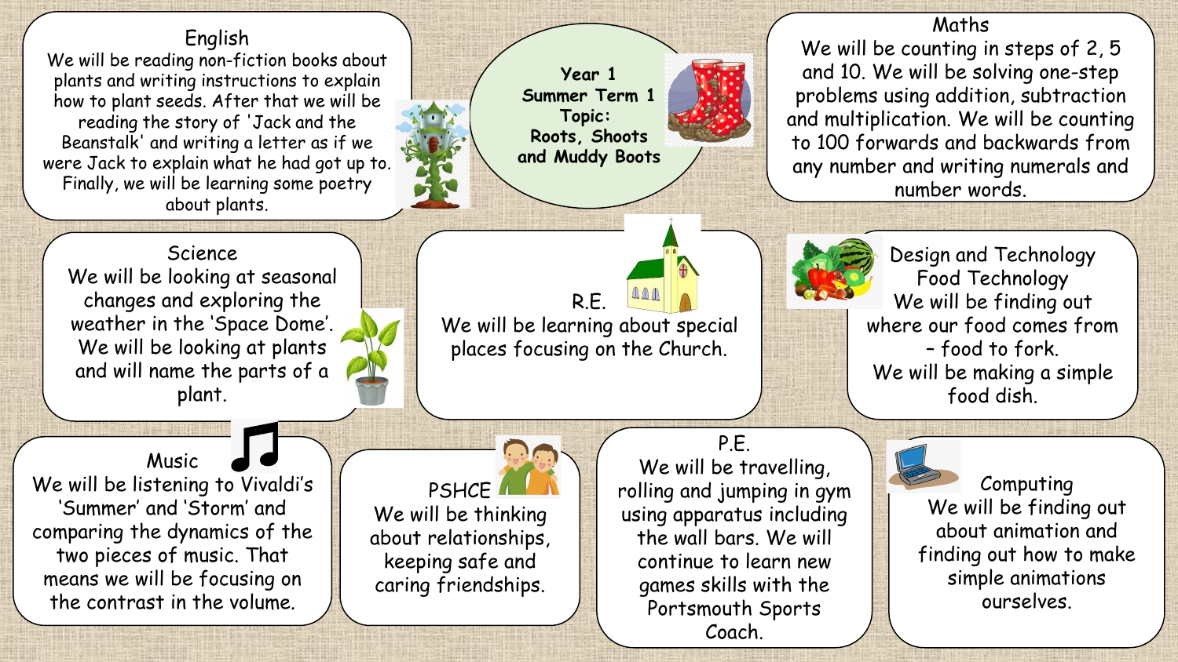# Year 1 Summer Term 1

## Topic: Roots, Shoots and Muddy Boots

## English

We will be reading non-fiction books about plants and writing instructions to explain how to plant seeds. After that we will be reading the story of 'Jack and the Beanstalk' and writing a letter as if we were Jack to explain what he had got up to. Finally, we will be learning some poetry about plants.

## Maths

We will be counting in steps of 2, 5 and 10. We will be solving one-step problems using addition, subtraction and multiplication. We will be counting to 100 forwards and backwards from any number and writing numerals and number words.

## Science

We will be looking at seasonal changes and exploring the weather in the 'Space Dome'. We will be looking at plants and will name the parts of a plant.

## R.E.

We will be learning about special places focusing on the Church.

## Design and Technology Food Technology

We will be finding out where our food comes from – food to fork.
We will be making a simple food dish.

## Music

We will be listening to Vivaldi's 'Summer' and 'Storm' and comparing the dynamics of the two pieces of music. That means we will be focusing on the contrast in the volume.

## PSHCE

We will be thinking about relationships, keeping safe and caring friendships.

## P.E.

We will be travelling, rolling and jumping in gym using apparatus including the wall bars. We will continue to learn new games skills with the Portsmouth Sports Coach.

## Computing

We will be finding out about animation and finding out how to make simple animations ourselves.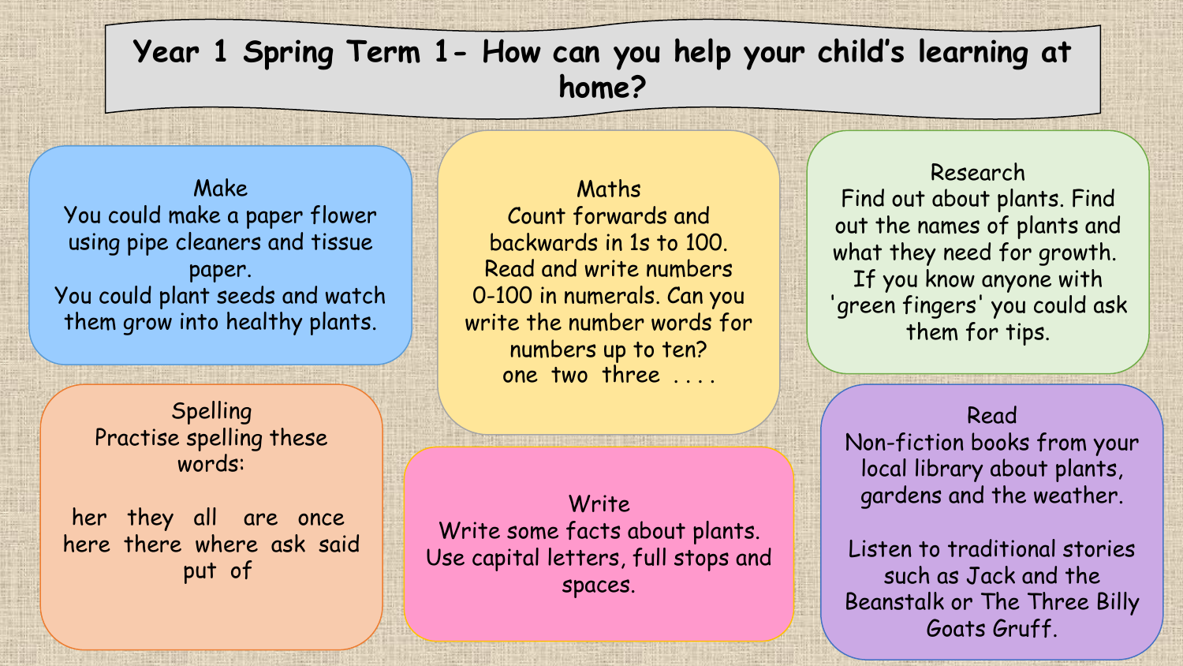# Year 1 Spring Term 1- How can you help your child's learning at home?

## Make

You could make a paper flower using pipe cleaners and tissue paper.

You could plant seeds and watch them grow into healthy plants.

## Maths

Count forwards and backwards in 1s to 100.

Read and write numbers 0-100 in numerals. Can you write the number words for numbers up to ten?

one two three . . . .

## Research

Find out about plants. Find out the names of plants and what they need for growth.

If you know anyone with 'green fingers' you could ask them for tips.

## Spelling

Practise spelling these words:

her they all are once here there where ask said put of

## Write

Write some facts about plants.

Use capital letters, full stops and spaces.

## Read

Non-fiction books from your local library about plants, gardens and the weather.

Listen to traditional stories such as Jack and the Beanstalk or The Three Billy Goats Gruff.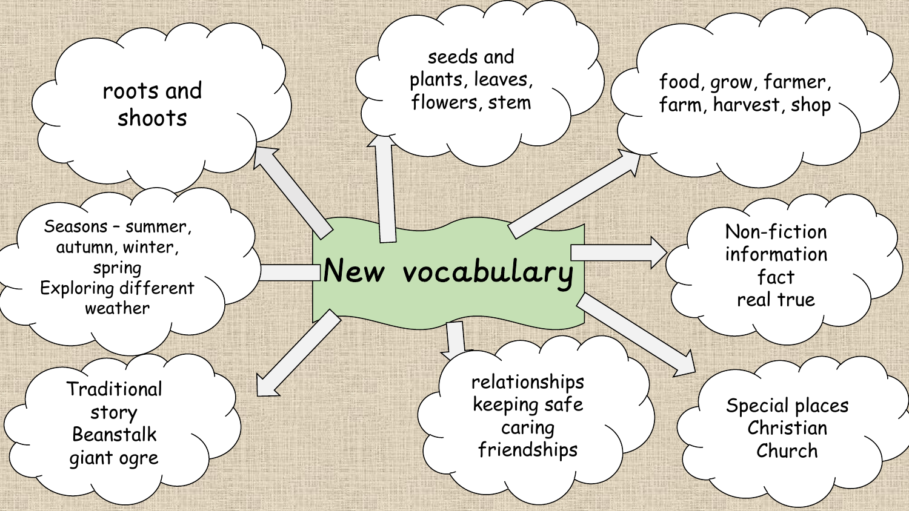# New vocabulary

roots and shoots

seeds and plants, leaves, flowers, stem

food, grow, farmer, farm, harvest, shop

Seasons – summer, autumn, winter, spring
Exploring different weather

Non-fiction
information
fact
real true

Traditional story
Beanstalk
giant ogre

relationships
keeping safe
caring
friendships

Special places
Christian
Church